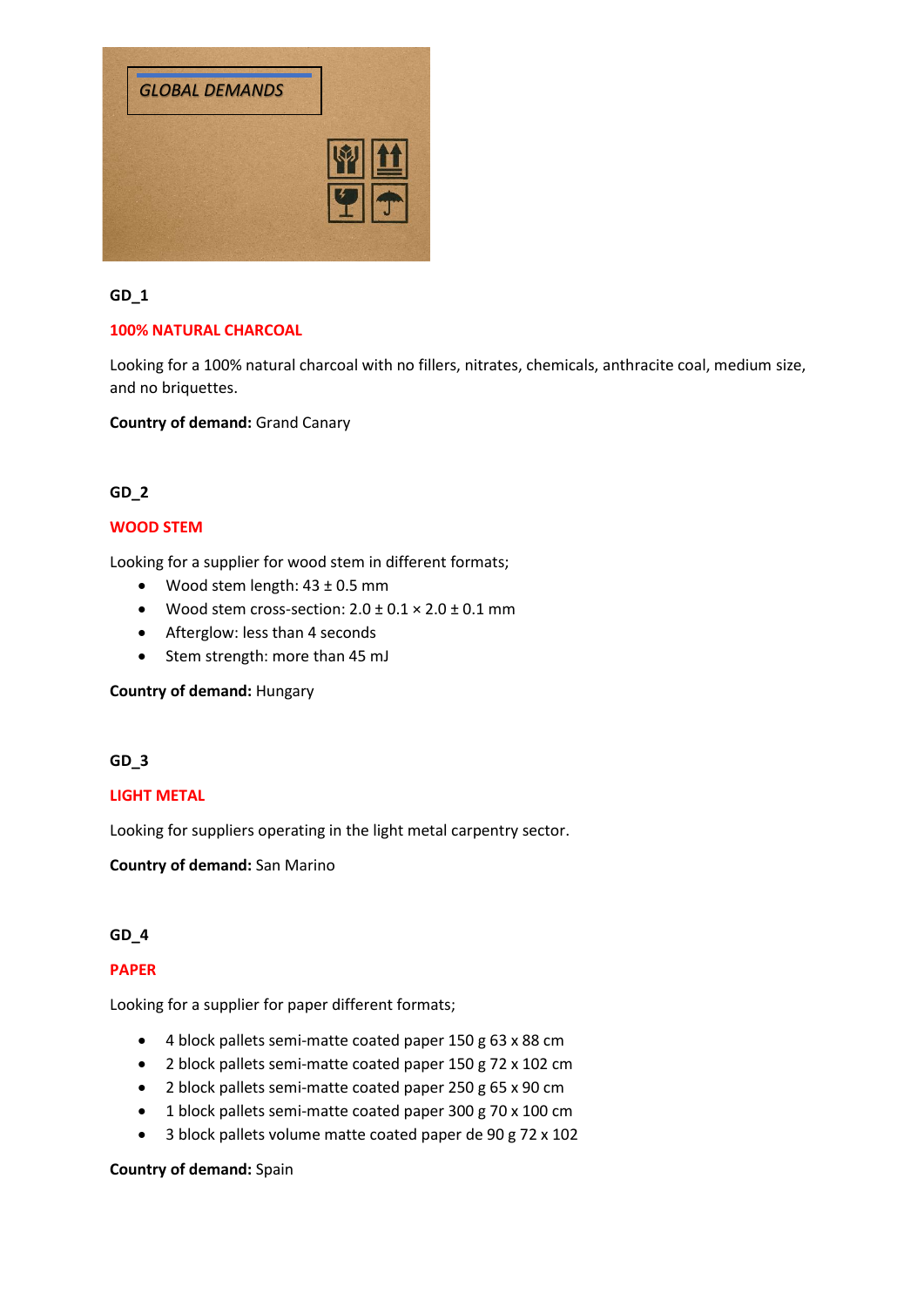*GLOBAL DEMANDS*

**GD_1**

**100% NATURAL CHARCOAL**

Looking for a 100% natural charcoal with no fillers, nitrates, chemicals, anthracite coal, medium size, and no briquettes.

**Country of demand:** Grand Canary

**GD_2**

**WOOD STEM**

Looking for a supplier for wood stem in different formats;

- Wood stem length: 43 ± 0.5 mm
- Wood stem cross-section: 2.0 ± 0.1 × 2.0 ± 0.1 mm
- Afterglow: less than 4 seconds
- Stem strength: more than 45 mJ

**Country of demand:** Hungary

**GD_3**

**LIGHT METAL**

Looking for suppliers operating in the light metal carpentry sector.

**Country of demand:** San Marino

**GD_4**

**PAPER**

Looking for a supplier for paper different formats;

- 4 block pallets semi-matte coated paper 150 g 63 x 88 cm
- 2 block pallets semi-matte coated paper 150 g 72 x 102 cm
- 2 block pallets semi-matte coated paper 250 g 65 x 90 cm
- 1 block pallets semi-matte coated paper 300 g 70 x 100 cm
- 3 block pallets volume matte coated paper de 90 g 72 x 102

**Country of demand:** Spain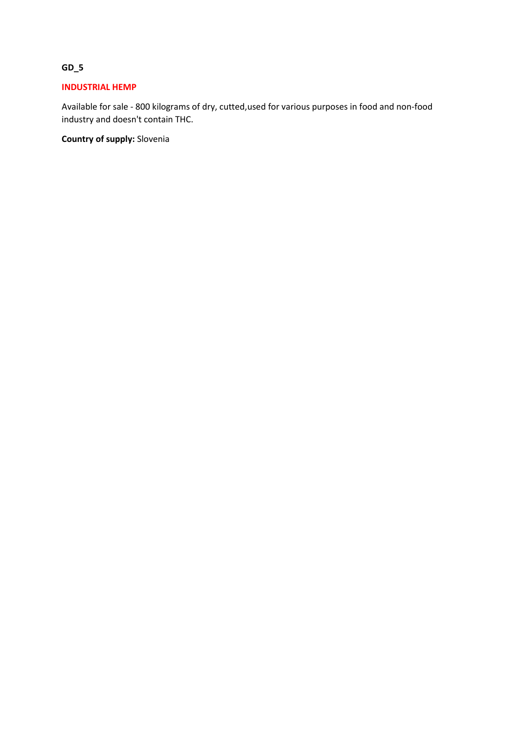**GD_5**

**INDUSTRIAL HEMP**

Available for sale - 800 kilograms of dry, cutted,used for various purposes in food and non-food industry and doesn't contain THC.

**Country of supply:** Slovenia